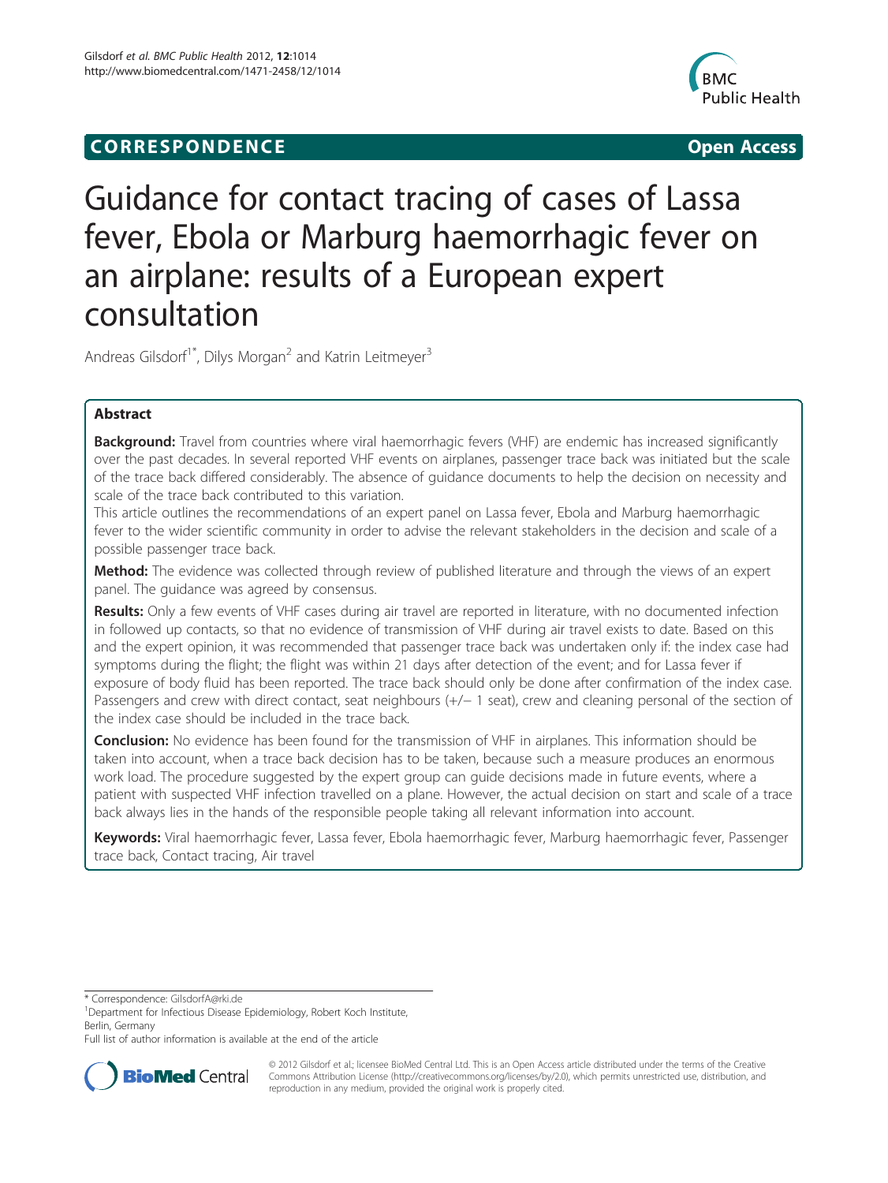CORRESPONDENCE Open Access

# Guidance for contact tracing of cases of Lassa fever, Ebola or Marburg haemorrhagic fever on an airplane: results of a European expert consultation

Andreas Gilsdorf[1*], Dilys Morgan[2] and Katrin Leitmeyer[3]

## Abstract

**Background:** Travel from countries where viral haemorrhagic fevers (VHF) are endemic has increased significantly over the past decades. In several reported VHF events on airplanes, passenger trace back was initiated but the scale of the trace back differed considerably. The absence of guidance documents to help the decision on necessity and scale of the trace back contributed to this variation.

This article outlines the recommendations of an expert panel on Lassa fever, Ebola and Marburg haemorrhagic fever to the wider scientific community in order to advise the relevant stakeholders in the decision and scale of a possible passenger trace back.

**Method:** The evidence was collected through review of published literature and through the views of an expert panel. The guidance was agreed by consensus.

**Results:** Only a few events of VHF cases during air travel are reported in literature, with no documented infection in followed up contacts, so that no evidence of transmission of VHF during air travel exists to date. Based on this and the expert opinion, it was recommended that passenger trace back was undertaken only if: the index case had symptoms during the flight; the flight was within 21 days after detection of the event; and for Lassa fever if exposure of body fluid has been reported. The trace back should only be done after confirmation of the index case. Passengers and crew with direct contact, seat neighbours (+/− 1 seat), crew and cleaning personal of the section of the index case should be included in the trace back.

**Conclusion:** No evidence has been found for the transmission of VHF in airplanes. This information should be taken into account, when a trace back decision has to be taken, because such a measure produces an enormous work load. The procedure suggested by the expert group can guide decisions made in future events, where a patient with suspected VHF infection travelled on a plane. However, the actual decision on start and scale of a trace back always lies in the hands of the responsible people taking all relevant information into account.

**Keywords:** Viral haemorrhagic fever, Lassa fever, Ebola haemorrhagic fever, Marburg haemorrhagic fever, Passenger trace back, Contact tracing, Air travel

* Correspondence: GilsdorfA@rki.de

[1]Department for Infectious Disease Epidemiology, Robert Koch Institute, Berlin, Germany

Full list of author information is available at the end of the article

© 2012 Gilsdorf et al.; licensee BioMed Central Ltd. This is an Open Access article distributed under the terms of the Creative Commons Attribution License (http://creativecommons.org/licenses/by/2.0), which permits unrestricted use, distribution, and reproduction in any medium, provided the original work is properly cited.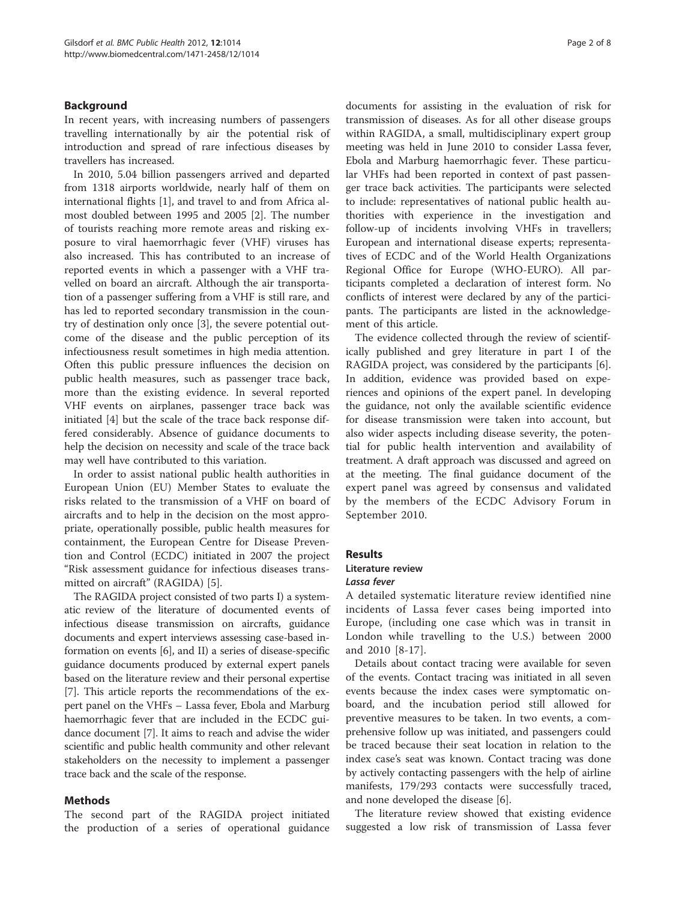## Background

In recent years, with increasing numbers of passengers travelling internationally by air the potential risk of introduction and spread of rare infectious diseases by travellers has increased.

In 2010, 5.04 billion passengers arrived and departed from 1318 airports worldwide, nearly half of them on international flights [1], and travel to and from Africa almost doubled between 1995 and 2005 [2]. The number of tourists reaching more remote areas and risking exposure to viral haemorrhagic fever (VHF) viruses has also increased. This has contributed to an increase of reported events in which a passenger with a VHF travelled on board an aircraft. Although the air transportation of a passenger suffering from a VHF is still rare, and has led to reported secondary transmission in the country of destination only once [3], the severe potential outcome of the disease and the public perception of its infectiousness result sometimes in high media attention. Often this public pressure influences the decision on public health measures, such as passenger trace back, more than the existing evidence. In several reported VHF events on airplanes, passenger trace back was initiated [4] but the scale of the trace back response differed considerably. Absence of guidance documents to help the decision on necessity and scale of the trace back may well have contributed to this variation.

In order to assist national public health authorities in European Union (EU) Member States to evaluate the risks related to the transmission of a VHF on board of aircrafts and to help in the decision on the most appropriate, operationally possible, public health measures for containment, the European Centre for Disease Prevention and Control (ECDC) initiated in 2007 the project "Risk assessment guidance for infectious diseases transmitted on aircraft" (RAGIDA) [5].

The RAGIDA project consisted of two parts I) a systematic review of the literature of documented events of infectious disease transmission on aircrafts, guidance documents and expert interviews assessing case-based information on events [6], and II) a series of disease-specific guidance documents produced by external expert panels based on the literature review and their personal expertise [7]. This article reports the recommendations of the expert panel on the VHFs – Lassa fever, Ebola and Marburg haemorrhagic fever that are included in the ECDC guidance document [7]. It aims to reach and advise the wider scientific and public health community and other relevant stakeholders on the necessity to implement a passenger trace back and the scale of the response.

## Methods

The second part of the RAGIDA project initiated the production of a series of operational guidance documents for assisting in the evaluation of risk for transmission of diseases. As for all other disease groups within RAGIDA, a small, multidisciplinary expert group meeting was held in June 2010 to consider Lassa fever, Ebola and Marburg haemorrhagic fever. These particular VHFs had been reported in context of past passenger trace back activities. The participants were selected to include: representatives of national public health authorities with experience in the investigation and follow-up of incidents involving VHFs in travellers; European and international disease experts; representatives of ECDC and of the World Health Organizations Regional Office for Europe (WHO-EURO). All participants completed a declaration of interest form. No conflicts of interest were declared by any of the participants. The participants are listed in the acknowledgement of this article.

The evidence collected through the review of scientifically published and grey literature in part I of the RAGIDA project, was considered by the participants [6]. In addition, evidence was provided based on experiences and opinions of the expert panel. In developing the guidance, not only the available scientific evidence for disease transmission were taken into account, but also wider aspects including disease severity, the potential for public health intervention and availability of treatment. A draft approach was discussed and agreed on at the meeting. The final guidance document of the expert panel was agreed by consensus and validated by the members of the ECDC Advisory Forum in September 2010.

## Results

### Literature review

#### *Lassa fever*

A detailed systematic literature review identified nine incidents of Lassa fever cases being imported into Europe, (including one case which was in transit in London while travelling to the U.S.) between 2000 and 2010 [8-17].

Details about contact tracing were available for seven of the events. Contact tracing was initiated in all seven events because the index cases were symptomatic onboard, and the incubation period still allowed for preventive measures to be taken. In two events, a comprehensive follow up was initiated, and passengers could be traced because their seat location in relation to the index case's seat was known. Contact tracing was done by actively contacting passengers with the help of airline manifests, 179/293 contacts were successfully traced, and none developed the disease [6].

The literature review showed that existing evidence suggested a low risk of transmission of Lassa fever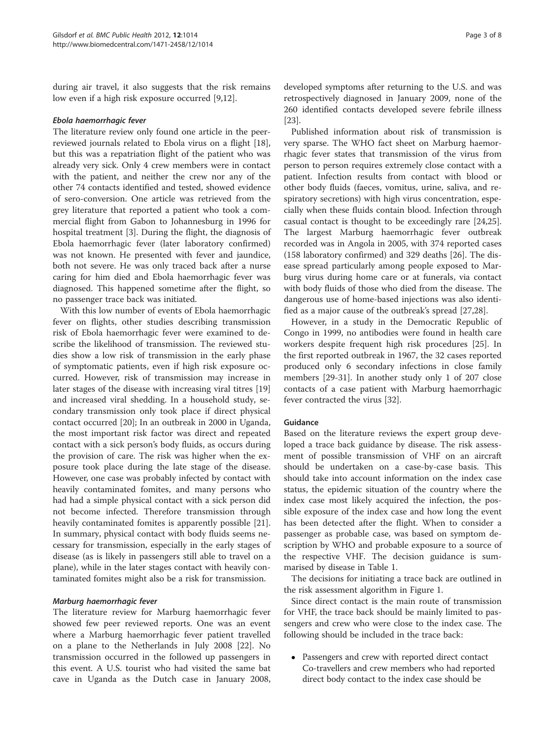during air travel, it also suggests that the risk remains low even if a high risk exposure occurred [9,12].

#### *Ebola haemorrhagic fever*

The literature review only found one article in the peer-reviewed journals related to Ebola virus on a flight [18], but this was a repatriation flight of the patient who was already very sick. Only 4 crew members were in contact with the patient, and neither the crew nor any of the other 74 contacts identified and tested, showed evidence of sero-conversion. One article was retrieved from the grey literature that reported a patient who took a commercial flight from Gabon to Johannesburg in 1996 for hospital treatment [3]. During the flight, the diagnosis of Ebola haemorrhagic fever (later laboratory confirmed) was not known. He presented with fever and jaundice, both not severe. He was only traced back after a nurse caring for him died and Ebola haemorrhagic fever was diagnosed. This happened sometime after the flight, so no passenger trace back was initiated.

With this low number of events of Ebola haemorrhagic fever on flights, other studies describing transmission risk of Ebola haemorrhagic fever were examined to describe the likelihood of transmission. The reviewed studies show a low risk of transmission in the early phase of symptomatic patients, even if high risk exposure occurred. However, risk of transmission may increase in later stages of the disease with increasing viral titres [19] and increased viral shedding. In a household study, secondary transmission only took place if direct physical contact occurred [20]; In an outbreak in 2000 in Uganda, the most important risk factor was direct and repeated contact with a sick person's body fluids, as occurs during the provision of care. The risk was higher when the exposure took place during the late stage of the disease. However, one case was probably infected by contact with heavily contaminated fomites, and many persons who had had a simple physical contact with a sick person did not become infected. Therefore transmission through heavily contaminated fomites is apparently possible [21]. In summary, physical contact with body fluids seems necessary for transmission, especially in the early stages of disease (as is likely in passengers still able to travel on a plane), while in the later stages contact with heavily contaminated fomites might also be a risk for transmission.

#### *Marburg haemorrhagic fever*

The literature review for Marburg haemorrhagic fever showed few peer reviewed reports. One was an event where a Marburg haemorrhagic fever patient travelled on a plane to the Netherlands in July 2008 [22]. No transmission occurred in the followed up passengers in this event. A U.S. tourist who had visited the same bat cave in Uganda as the Dutch case in January 2008, developed symptoms after returning to the U.S. and was retrospectively diagnosed in January 2009, none of the 260 identified contacts developed severe febrile illness [23].

Published information about risk of transmission is very sparse. The WHO fact sheet on Marburg haemorrhagic fever states that transmission of the virus from person to person requires extremely close contact with a patient. Infection results from contact with blood or other body fluids (faeces, vomitus, urine, saliva, and respiratory secretions) with high virus concentration, especially when these fluids contain blood. Infection through casual contact is thought to be exceedingly rare [24,25]. The largest Marburg haemorrhagic fever outbreak recorded was in Angola in 2005, with 374 reported cases (158 laboratory confirmed) and 329 deaths [26]. The disease spread particularly among people exposed to Marburg virus during home care or at funerals, via contact with body fluids of those who died from the disease. The dangerous use of home-based injections was also identified as a major cause of the outbreak's spread [27,28].

However, in a study in the Democratic Republic of Congo in 1999, no antibodies were found in health care workers despite frequent high risk procedures [25]. In the first reported outbreak in 1967, the 32 cases reported produced only 6 secondary infections in close family members [29-31]. In another study only 1 of 207 close contacts of a case patient with Marburg haemorrhagic fever contracted the virus [32].

### Guidance

Based on the literature reviews the expert group developed a trace back guidance by disease. The risk assessment of possible transmission of VHF on an aircraft should be undertaken on a case-by-case basis. This should take into account information on the index case status, the epidemic situation of the country where the index case most likely acquired the infection, the possible exposure of the index case and how long the event has been detected after the flight. When to consider a passenger as probable case, was based on symptom description by WHO and probable exposure to a source of the respective VHF. The decision guidance is summarised by disease in Table 1.

The decisions for initiating a trace back are outlined in the risk assessment algorithm in Figure 1.

Since direct contact is the main route of transmission for VHF, the trace back should be mainly limited to passengers and crew who were close to the index case. The following should be included in the trace back:

- Passengers and crew with reported direct contact
  Co-travellers and crew members who had reported direct body contact to the index case should be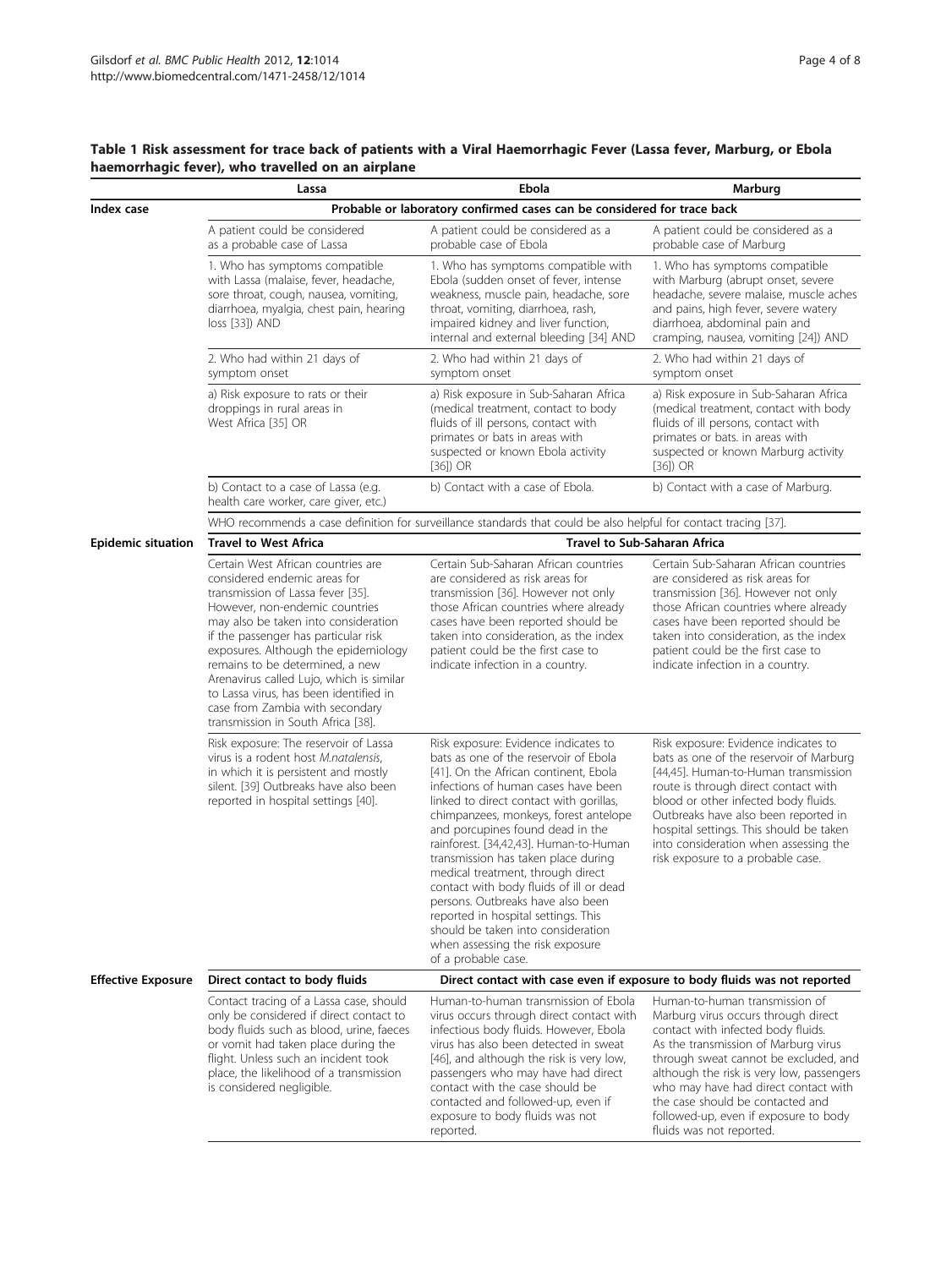**Table 1 Risk assessment for trace back of patients with a Viral Haemorrhagic Fever (Lassa fever, Marburg, or Ebola haemorrhagic fever), who travelled on an airplane**

| | Lassa | Ebola | Marburg |
|---|---|---|---|
| **Index case** | **Probable or laboratory confirmed cases can be considered for trace back** | | |
| | A patient could be considered as a probable case of Lassa | A patient could be considered as a probable case of Ebola | A patient could be considered as a probable case of Marburg |
| | 1. Who has symptoms compatible with Lassa (malaise, fever, headache, sore throat, cough, nausea, vomiting, diarrhoea, myalgia, chest pain, hearing loss [33]) AND | 1. Who has symptoms compatible with Ebola (sudden onset of fever, intense weakness, muscle pain, headache, sore throat, vomiting, diarrhoea, rash, impaired kidney and liver function, internal and external bleeding [34] AND | 1. Who has symptoms compatible with Marburg (abrupt onset, severe headache, severe malaise, muscle aches and pains, high fever, severe watery diarrhoea, abdominal pain and cramping, nausea, vomiting [24]) AND |
| | 2. Who had within 21 days of symptom onset | 2. Who had within 21 days of symptom onset | 2. Who had within 21 days of symptom onset |
| | a) Risk exposure to rats or their droppings in rural areas in West Africa [35] OR | a) Risk exposure in Sub-Saharan Africa (medical treatment, contact to body fluids of ill persons, contact with primates or bats in areas with suspected or known Ebola activity [36]) OR | a) Risk exposure in Sub-Saharan Africa (medical treatment, contact with body fluids of ill persons, contact with primates or bats. in areas with suspected or known Marburg activity [36]) OR |
| | b) Contact to a case of Lassa (e.g. health care worker, care giver, etc.) | b) Contact with a case of Ebola. | b) Contact with a case of Marburg. |
| | WHO recommends a case definition for surveillance standards that could be also helpful for contact tracing [37]. | | |
| **Epidemic situation** | **Travel to West Africa** | **Travel to Sub-Saharan Africa** | |
| | Certain West African countries are considered endemic areas for transmission of Lassa fever [35]. However, non-endemic countries may also be taken into consideration if the passenger has particular risk exposures. Although the epidemiology remains to be determined, a new Arenavirus called Lujo, which is similar to Lassa virus, has been identified in case from Zambia with secondary transmission in South Africa [38]. | Certain Sub-Saharan African countries are considered as risk areas for transmission [36]. However not only those African countries where already cases have been reported should be taken into consideration, as the index patient could be the first case to indicate infection in a country. | Certain Sub-Saharan African countries are considered as risk areas for transmission [36]. However not only those African countries where already cases have been reported should be taken into consideration, as the index patient could be the first case to indicate infection in a country. |
| | Risk exposure: The reservoir of Lassa virus is a rodent host *M.natalensis*, in which it is persistent and mostly silent. [39] Outbreaks have also been reported in hospital settings [40]. | Risk exposure: Evidence indicates to bats as one of the reservoir of Ebola [41]. On the African continent, Ebola infections of human cases have been linked to direct contact with gorillas, chimpanzees, monkeys, forest antelope and porcupines found dead in the rainforest. [34,42,43]. Human-to-Human transmission has taken place during medical treatment, through direct contact with body fluids of ill or dead persons. Outbreaks have also been reported in hospital settings. This should be taken into consideration when assessing the risk exposure of a probable case. | Risk exposure: Evidence indicates to bats as one of the reservoir of Marburg [44,45]. Human-to-Human transmission route is through direct contact with blood or other infected body fluids. Outbreaks have also been reported in hospital settings. This should be taken into consideration when assessing the risk exposure to a probable case. |
| **Effective Exposure** | **Direct contact to body fluids** | **Direct contact with case even if exposure to body fluids was not reported** | |
| | Contact tracing of a Lassa case, should only be considered if direct contact to body fluids such as blood, urine, faeces or vomit had taken place during the flight. Unless such an incident took place, the likelihood of a transmission is considered negligible. | Human-to-human transmission of Ebola virus occurs through direct contact with infectious body fluids. However, Ebola virus has also been detected in sweat [46], and although the risk is very low, passengers who may have had direct contact with the case should be contacted and followed-up, even if exposure to body fluids was not reported. | Human-to-human transmission of Marburg virus occurs through direct contact with infected body fluids. As the transmission of Marburg virus through sweat cannot be excluded, and although the risk is very low, passengers who may have had direct contact with the case should be contacted and followed-up, even if exposure to body fluids was not reported. |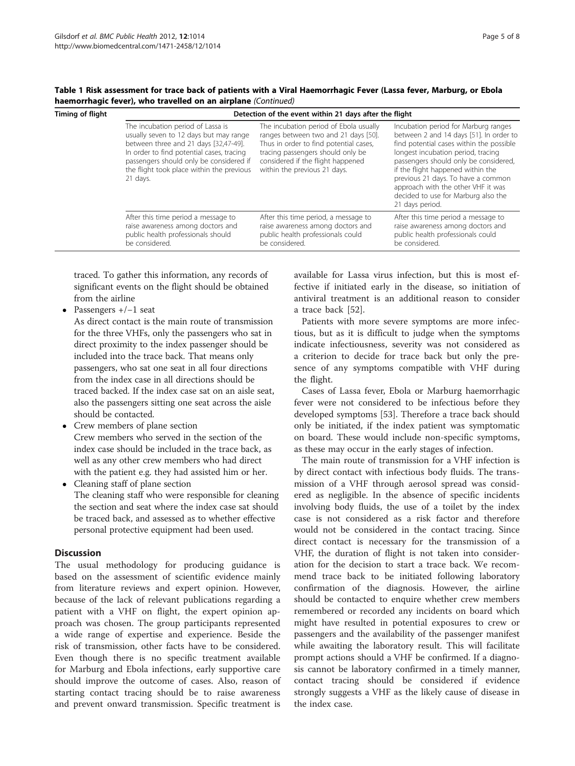**Table 1 Risk assessment for trace back of patients with a Viral Haemorrhagic Fever (Lassa fever, Marburg, or Ebola haemorrhagic fever), who travelled on an airplane** *(Continued)*

| Timing of flight | Detection of the event within 21 days after the flight | | |
|---|---|---|---|
| | The incubation period of Lassa is usually seven to 12 days but may range between three and 21 days [32,47-49]. In order to find potential cases, tracing passengers should only be considered if the flight took place within the previous 21 days. | The incubation period of Ebola usually ranges between two and 21 days [50]. Thus in order to find potential cases, tracing passengers should only be considered if the flight happened within the previous 21 days. | Incubation period for Marburg ranges between 2 and 14 days [51]. In order to find potential cases within the possible longest incubation period, tracing passengers should only be considered, if the flight happened within the previous 21 days. To have a common approach with the other VHF it was decided to use for Marburg also the 21 days period. |
| | After this time period a message to raise awareness among doctors and public health professionals should be considered. | After this time period, a message to raise awareness among doctors and public health professionals could be considered. | After this time period a message to raise awareness among doctors and public health professionals could be considered. |

traced. To gather this information, any records of significant events on the flight should be obtained from the airline

- Passengers +/−1 seat

  As direct contact is the main route of transmission for the three VHFs, only the passengers who sat in direct proximity to the index passenger should be included into the trace back. That means only passengers, who sat one seat in all four directions from the index case in all directions should be traced backed. If the index case sat on an aisle seat, also the passengers sitting one seat across the aisle should be contacted.
- Crew members of plane section

  Crew members who served in the section of the index case should be included in the trace back, as well as any other crew members who had direct with the patient e.g. they had assisted him or her.
- Cleaning staff of plane section

  The cleaning staff who were responsible for cleaning the section and seat where the index case sat should be traced back, and assessed as to whether effective personal protective equipment had been used.

## Discussion

The usual methodology for producing guidance is based on the assessment of scientific evidence mainly from literature reviews and expert opinion. However, because of the lack of relevant publications regarding a patient with a VHF on flight, the expert opinion approach was chosen. The group participants represented a wide range of expertise and experience. Beside the risk of transmission, other facts have to be considered. Even though there is no specific treatment available for Marburg and Ebola infections, early supportive care should improve the outcome of cases. Also, reason of starting contact tracing should be to raise awareness and prevent onward transmission. Specific treatment is available for Lassa virus infection, but this is most effective if initiated early in the disease, so initiation of antiviral treatment is an additional reason to consider a trace back [52].

Patients with more severe symptoms are more infectious, but as it is difficult to judge when the symptoms indicate infectiousness, severity was not considered as a criterion to decide for trace back but only the presence of any symptoms compatible with VHF during the flight.

Cases of Lassa fever, Ebola or Marburg haemorrhagic fever were not considered to be infectious before they developed symptoms [53]. Therefore a trace back should only be initiated, if the index patient was symptomatic on board. These would include non-specific symptoms, as these may occur in the early stages of infection.

The main route of transmission for a VHF infection is by direct contact with infectious body fluids. The transmission of a VHF through aerosol spread was considered as negligible. In the absence of specific incidents involving body fluids, the use of a toilet by the index case is not considered as a risk factor and therefore would not be considered in the contact tracing. Since direct contact is necessary for the transmission of a VHF, the duration of flight is not taken into consideration for the decision to start a trace back. We recommend trace back to be initiated following laboratory confirmation of the diagnosis. However, the airline should be contacted to enquire whether crew members remembered or recorded any incidents on board which might have resulted in potential exposures to crew or passengers and the availability of the passenger manifest while awaiting the laboratory result. This will facilitate prompt actions should a VHF be confirmed. If a diagnosis cannot be laboratory confirmed in a timely manner, contact tracing should be considered if evidence strongly suggests a VHF as the likely cause of disease in the index case.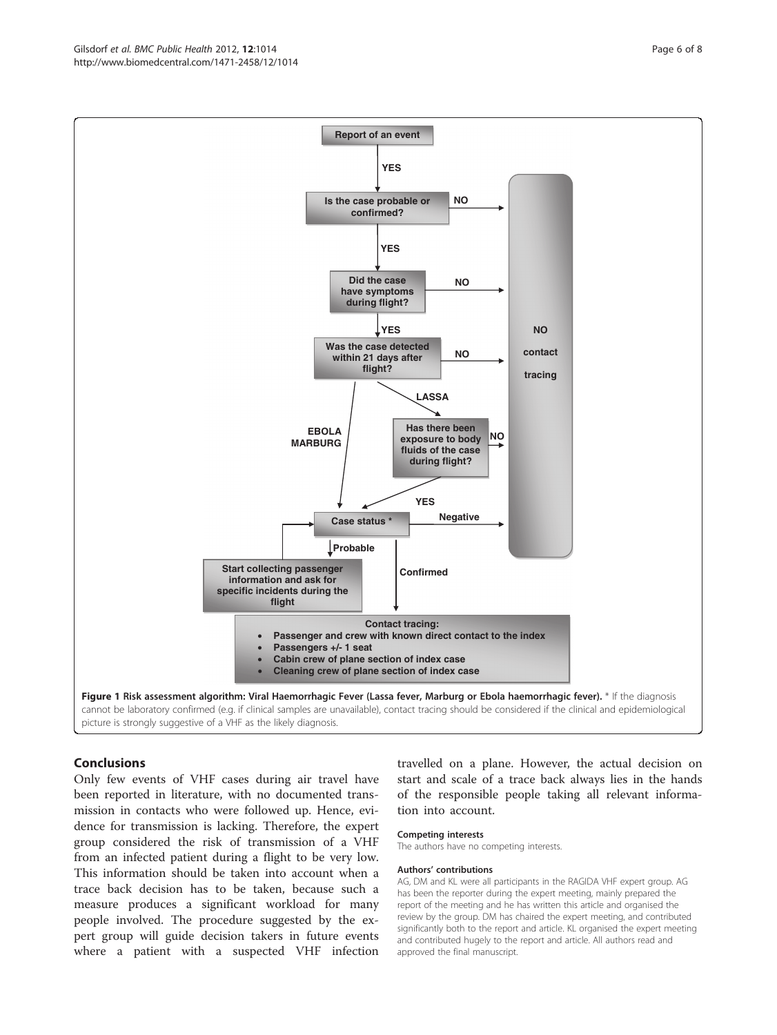Report of an event

YES

Is the case probable or confirmed? — NO → NO contact tracing

YES

Did the case have symptoms during flight? — NO → NO contact tracing

YES

Was the case detected within 21 days after flight? — NO → NO contact tracing

EBOLA MARBURG → Case status *

LASSA → Has there been exposure to body fluids of the case during flight? — NO → NO contact tracing; YES → Case status *

Case status * — Negative → NO contact tracing

Probable → Start collecting passenger information and ask for specific incidents during the flight → Case status *

Confirmed → Contact tracing:

- Passenger and crew with known direct contact to the index
- Passengers +/- 1 seat
- Cabin crew of plane section of index case
- Cleaning crew of plane section of index case

**Figure 1 Risk assessment algorithm: Viral Haemorrhagic Fever (Lassa fever, Marburg or Ebola haemorrhagic fever).** * If the diagnosis cannot be laboratory confirmed (e.g. if clinical samples are unavailable), contact tracing should be considered if the clinical and epidemiological picture is strongly suggestive of a VHF as the likely diagnosis.

## Conclusions

Only few events of VHF cases during air travel have been reported in literature, with no documented transmission in contacts who were followed up. Hence, evidence for transmission is lacking. Therefore, the expert group considered the risk of transmission of a VHF from an infected patient during a flight to be very low. This information should be taken into account when a trace back decision has to be taken, because such a measure produces a significant workload for many people involved. The procedure suggested by the expert group will guide decision takers in future events where a patient with a suspected VHF infection travelled on a plane. However, the actual decision on start and scale of a trace back always lies in the hands of the responsible people taking all relevant information into account.

#### Competing interests

The authors have no competing interests.

#### Authors' contributions

AG, DM and KL were all participants in the RAGIDA VHF expert group. AG has been the reporter during the expert meeting, mainly prepared the report of the meeting and he has written this article and organised the review by the group. DM has chaired the expert meeting, and contributed significantly both to the report and article. KL organised the expert meeting and contributed hugely to the report and article. All authors read and approved the final manuscript.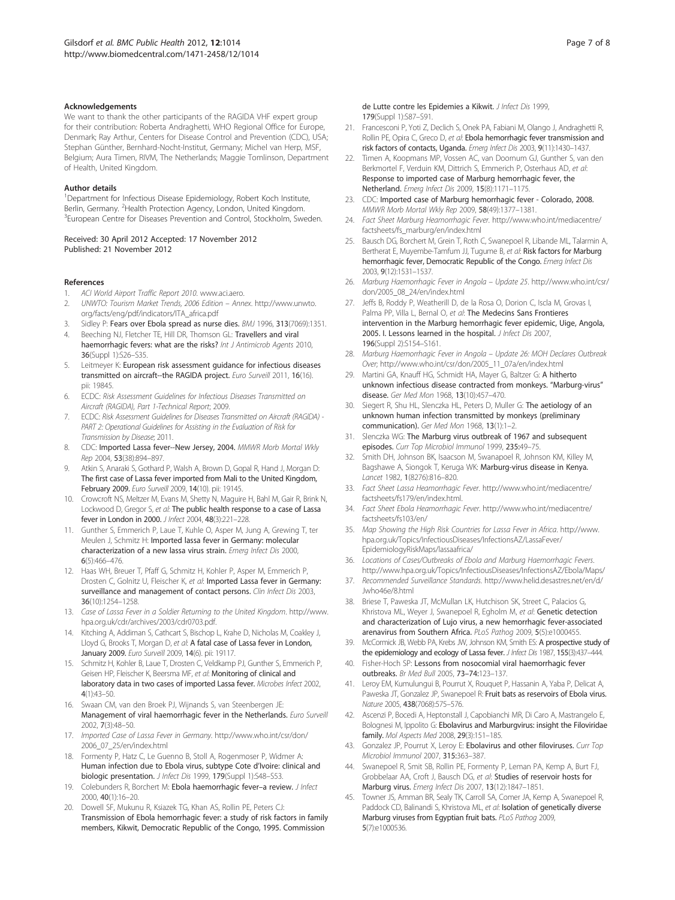### Acknowledgements

We want to thank the other participants of the RAGIDA VHF expert group for their contribution: Roberta Andraghetti, WHO Regional Office for Europe, Denmark; Ray Arthur, Centers for Disease Control and Prevention (CDC), USA; Stephan Günther, Bernhard-Nocht-Institut, Germany; Michel van Herp, MSF, Belgium; Aura Timen, RIVM, The Netherlands; Maggie Tomlinson, Department of Health, United Kingdom.

### Author details

[1]Department for Infectious Disease Epidemiology, Robert Koch Institute, Berlin, Germany. [2]Health Protection Agency, London, United Kingdom. [3]European Centre for Diseases Prevention and Control, Stockholm, Sweden.

Received: 30 April 2012 Accepted: 17 November 2012
Published: 21 November 2012

### References

1. *ACI World Airport Traffic Report 2010*. www.aci.aero.
2. *UNWTO: Tourism Market Trends, 2006 Edition – Annex*. http://www.unwto.org/facts/eng/pdf/indicators/ITA_africa.pdf
3. Sidley P: **Fears over Ebola spread as nurse dies.** *BMJ* 1996, **313**(7069):1351.
4. Beeching NJ, Fletcher TE, Hill DR, Thomson GL: **Travellers and viral haemorrhagic fevers: what are the risks?** *Int J Antimicrob Agents* 2010, **36**(Suppl 1):S26–S35.
5. Leitmeyer K: **European risk assessment guidance for infectious diseases transmitted on aircraft--the RAGIDA project.** *Euro Surveill* 2011, **16**(16). pii: 19845.
6. ECDC: *Risk Assessment Guidelines for Infectious Diseases Transmitted on Aircraft (RAGIDA), Part 1-Technical Report*; 2009.
7. ECDC: *Risk Assessment Guidelines for Diseases Transmitted on Aircraft (RAGIDA) - PART 2: Operational Guidelines for Assisting in the Evaluation of Risk for Transmission by Disease*; 2011.
8. CDC: **Imported Lassa fever--New Jersey, 2004.** *MMWR Morb Mortal Wkly Rep* 2004, **53**(38):894–897.
9. Atkin S, Anaraki S, Gothard P, Walsh A, Brown D, Gopal R, Hand J, Morgan D: **The first case of Lassa fever imported from Mali to the United Kingdom, February 2009.** *Euro Surveill* 2009, **14**(10). pii: 19145.
10. Crowcroft NS, Meltzer M, Evans M, Shetty N, Maguire H, Bahl M, Gair R, Brink N, Lockwood D, Gregor S, *et al*: **The public health response to a case of Lassa fever in London in 2000.** *J Infect* 2004, **48**(3):221–228.
11. Gunther S, Emmerich P, Laue T, Kuhle O, Asper M, Jung A, Grewing T, ter Meulen J, Schmitz H: **Imported lassa fever in Germany: molecular characterization of a new lassa virus strain.** *Emerg Infect Dis* 2000, **6**(5):466–476.
12. Haas WH, Breuer T, Pfaff G, Schmitz H, Kohler P, Asper M, Emmerich P, Drosten C, Golnitz U, Fleischer K, *et al*: **Imported Lassa fever in Germany: surveillance and management of contact persons.** *Clin Infect Dis* 2003, **36**(10):1254–1258.
13. *Case of Lassa Fever in a Soldier Returning to the United Kingdom*. http://www.hpa.org.uk/cdr/archives/2003/cdr0703.pdf.
14. Kitching A, Addiman S, Cathcart S, Bischop L, Krahe D, Nicholas M, Coakley J, Lloyd G, Brooks T, Morgan D, *et al*: **A fatal case of Lassa fever in London, January 2009.** *Euro Surveill* 2009, **14**(6). pii: 19117.
15. Schmitz H, Kohler B, Laue T, Drosten C, Veldkamp PJ, Gunther S, Emmerich P, Geisen HP, Fleischer K, Beersma MF, *et al*: **Monitoring of clinical and laboratory data in two cases of imported Lassa fever.** *Microbes Infect* 2002, **4**(1):43–50.
16. Swaan CM, van den Broek PJ, Wijnands S, van Steenbergen JE: **Management of viral haemorrhagic fever in the Netherlands.** *Euro Surveill* 2002, **7**(3):48–50.
17. *Imported Case of Lassa Fever in Germany*. http://www.who.int/csr/don/2006_07_25/en/index.html
18. Formenty P, Hatz C, Le Guenno B, Stoll A, Rogenmoser P, Widmer A: **Human infection due to Ebola virus, subtype Cote d'Ivoire: clinical and biologic presentation.** *J Infect Dis* 1999, **179**(Suppl 1):S48–S53.
19. Colebunders R, Borchert M: **Ebola haemorrhagic fever–a review.** *J Infect* 2000, **40**(1):16–20.
20. Dowell SF, Mukunu R, Ksiazek TG, Khan AS, Rollin PE, Peters CJ: **Transmission of Ebola hemorrhagic fever: a study of risk factors in family members, Kikwit, Democratic Republic of the Congo, 1995. Commission de Lutte contre les Epidemies a Kikwit.** *J Infect Dis* 1999, **179**(Suppl 1):S87–S91.
21. Francesconi P, Yoti Z, Declich S, Onek PA, Fabiani M, Olango J, Andraghetti R, Rollin PE, Opira C, Greco D, *et al*: **Ebola hemorrhagic fever transmission and risk factors of contacts, Uganda.** *Emerg Infect Dis* 2003, **9**(11):1430–1437.
22. Timen A, Koopmans MP, Vossen AC, van Doornum GJ, Gunther S, van den Berkmortel F, Verduin KM, Dittrich S, Emmerich P, Osterhaus AD, *et al*: **Response to imported case of Marburg hemorrhagic fever, the Netherland.** *Emerg Infect Dis* 2009, **15**(8):1171–1175.
23. CDC: **Imported case of Marburg hemorrhagic fever - Colorado, 2008.** *MMWR Morb Mortal Wkly Rep* 2009, **58**(49):1377–1381.
24. *Fact Sheet Marburg Heamorrhagic Fever*. http://www.who.int/mediacentre/factsheets/fs_marburg/en/index.html
25. Bausch DG, Borchert M, Grein T, Roth C, Swanepoel R, Libande ML, Talarmin A, Bertherat E, Muyembe-Tamfum JJ, Tugume B, *et al*: **Risk factors for Marburg hemorrhagic fever, Democratic Republic of the Congo.** *Emerg Infect Dis* 2003, **9**(12):1531–1537.
26. *Marburg Haemorrhagic Fever in Angola – Update 25*. http://www.who.int/csr/don/2005_08_24/en/index.html
27. Jeffs B, Roddy P, Weatherill D, de la Rosa O, Dorion C, Iscla M, Grovas I, Palma PP, Villa L, Bernal O, *et al*: **The Medecins Sans Frontieres intervention in the Marburg hemorrhagic fever epidemic, Uige, Angola, 2005. I. Lessons learned in the hospital.** *J Infect Dis* 2007, **196**(Suppl 2):S154–S161.
28. *Marburg Haemorrhagic Fever in Angola – Update 26: MOH Declares Outbreak Over*; http://www.who.int/csr/don/2005_11_07a/en/index.html
29. Martini GA, Knauff HG, Schmidt HA, Mayer G, Baltzer G: **A hitherto unknown infectious disease contracted from monkeys. "Marburg-virus" disease.** *Ger Med Mon* 1968, **13**(10):457–470.
30. Siegert R, Shu HL, Slenczka HL, Peters D, Muller G: **The aetiology of an unknown human infection transmitted by monkeys (preliminary communication).** *Ger Med Mon* 1968, **13**(1):1–2.
31. Slenczka WG: **The Marburg virus outbreak of 1967 and subsequent episodes.** *Curr Top Microbiol Immunol* 1999, **235**:49–75.
32. Smith DH, Johnson BK, Isaacson M, Swanapoel R, Johnson KM, Killey M, Bagshawe A, Siongok T, Keruga WK: **Marburg-virus disease in Kenya.** *Lancet* 1982, **1**(8276):816–820.
33. *Fact Sheet Lassa Heamorrhagic Fever*. http://www.who.int/mediacentre/factsheets/fs179/en/index.html.
34. *Fact Sheet Ebola Heamorrhagic Fever*. http://www.who.int/mediacentre/factsheets/fs103/en/
35. *Map Showing the High Risk Countries for Lassa Fever in Africa*. http://www.hpa.org.uk/Topics/InfectiousDiseases/InfectionsAZ/LassaFever/EpidemiologyRiskMaps/lassaafrica/
36. *Locations of Cases/Outbreaks of Ebola and Marburg Haemorrhagic Fevers*. http://www.hpa.org.uk/Topics/InfectiousDiseases/InfectionsAZ/Ebola/Maps/
37. *Recommended Surveillance Standards*. http://www.helid.desastres.net/en/d/Jwho46e/8.html
38. Briese T, Paweska JT, McMullan LK, Hutchison SK, Street C, Palacios G, Khristova ML, Weyer J, Swanepoel R, Egholm M, *et al*: **Genetic detection and characterization of Lujo virus, a new hemorrhagic fever-associated arenavirus from Southern Africa.** *PLoS Pathog* 2009, **5**(5):e1000455.
39. McCormick JB, Webb PA, Krebs JW, Johnson KM, Smith ES: **A prospective study of the epidemiology and ecology of Lassa fever.** *J Infect Dis* 1987, **155**(3):437–444.
40. Fisher-Hoch SP: **Lessons from nosocomial viral haemorrhagic fever outbreaks.** *Br Med Bull* 2005, **73–74**:123–137.
41. Leroy EM, Kumulungui B, Pourrut X, Rouquet P, Hassanin A, Yaba P, Delicat A, Paweska JT, Gonzalez JP, Swanepoel R: **Fruit bats as reservoirs of Ebola virus.** *Nature* 2005, **438**(7068):575–576.
42. Ascenzi P, Bocedi A, Heptonstall J, Capobianchi MR, Di Caro A, Mastrangelo E, Bolognesi M, Ippolito G: **Ebolavirus and Marburgvirus: insight the Filoviridae family.** *Mol Aspects Med* 2008, **29**(3):151–185.
43. Gonzalez JP, Pourrut X, Leroy E: **Ebolavirus and other filoviruses.** *Curr Top Microbiol Immunol* 2007, **315**:363–387.
44. Swanepoel R, Smit SB, Rollin PE, Formenty P, Leman PA, Kemp A, Burt FJ, Grobbelaar AA, Croft J, Bausch DG, *et al*: **Studies of reservoir hosts for Marburg virus.** *Emerg Infect Dis* 2007, **13**(12):1847–1851.
45. Towner JS, Amman BR, Sealy TK, Carroll SA, Comer JA, Kemp A, Swanepoel R, Paddock CD, Balinandi S, Khristova ML, *et al*: **Isolation of genetically diverse Marburg viruses from Egyptian fruit bats.** *PLoS Pathog* 2009, **5**(7):e1000536.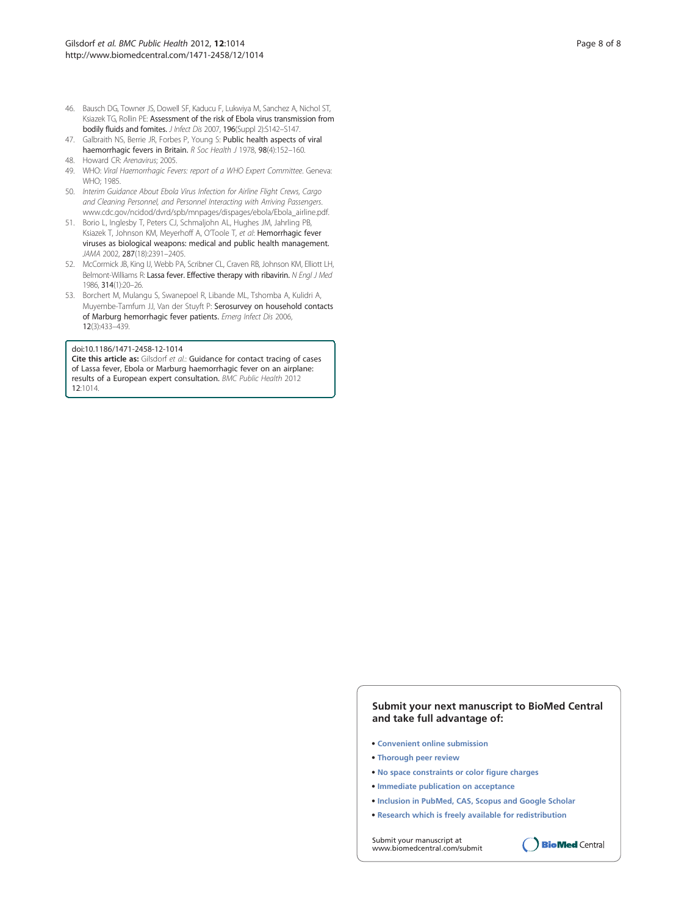46. Bausch DG, Towner JS, Dowell SF, Kaducu F, Lukwiya M, Sanchez A, Nichol ST, Ksiazek TG, Rollin PE: **Assessment of the risk of Ebola virus transmission from bodily fluids and fomites.** *J Infect Dis* 2007, **196**(Suppl 2):S142–S147.
47. Galbraith NS, Berrie JR, Forbes P, Young S: **Public health aspects of viral haemorrhagic fevers in Britain.** *R Soc Health J* 1978, **98**(4):152–160.
48. Howard CR: *Arenavirus*; 2005.
49. WHO: *Viral Haemorrhagic Fevers: report of a WHO Expert Committee*. Geneva: WHO; 1985.
50. *Interim Guidance About Ebola Virus Infection for Airline Flight Crews, Cargo and Cleaning Personnel, and Personnel Interacting with Arriving Passengers*. www.cdc.gov/ncidod/dvrd/spb/mnpages/dispages/ebola/Ebola_airline.pdf.
51. Borio L, Inglesby T, Peters CJ, Schmaljohn AL, Hughes JM, Jahrling PB, Ksiazek T, Johnson KM, Meyerhoff A, O'Toole T, *et al*: **Hemorrhagic fever viruses as biological weapons: medical and public health management.** *JAMA* 2002, **287**(18):2391–2405.
52. McCormick JB, King IJ, Webb PA, Scribner CL, Craven RB, Johnson KM, Elliott LH, Belmont-Williams R: **Lassa fever. Effective therapy with ribavirin.** *N Engl J Med* 1986, **314**(1):20–26.
53. Borchert M, Mulangu S, Swanepoel R, Libande ML, Tshomba A, Kulidri A, Muyembe-Tamfum JJ, Van der Stuyft P: **Serosurvey on household contacts of Marburg hemorrhagic fever patients.** *Emerg Infect Dis* 2006, **12**(3):433–439.

doi:10.1186/1471-2458-12-1014
**Cite this article as:** Gilsdorf *et al.*: Guidance for contact tracing of cases of Lassa fever, Ebola or Marburg haemorrhagic fever on an airplane: results of a European expert consultation. *BMC Public Health* 2012 **12**:1014.

**Submit your next manuscript to BioMed Central and take full advantage of:**

- **Convenient online submission**
- **Thorough peer review**
- **No space constraints or color figure charges**
- **Immediate publication on acceptance**
- **Inclusion in PubMed, CAS, Scopus and Google Scholar**
- **Research which is freely available for redistribution**

Submit your manuscript at
www.biomedcentral.com/submit

BioMed Central